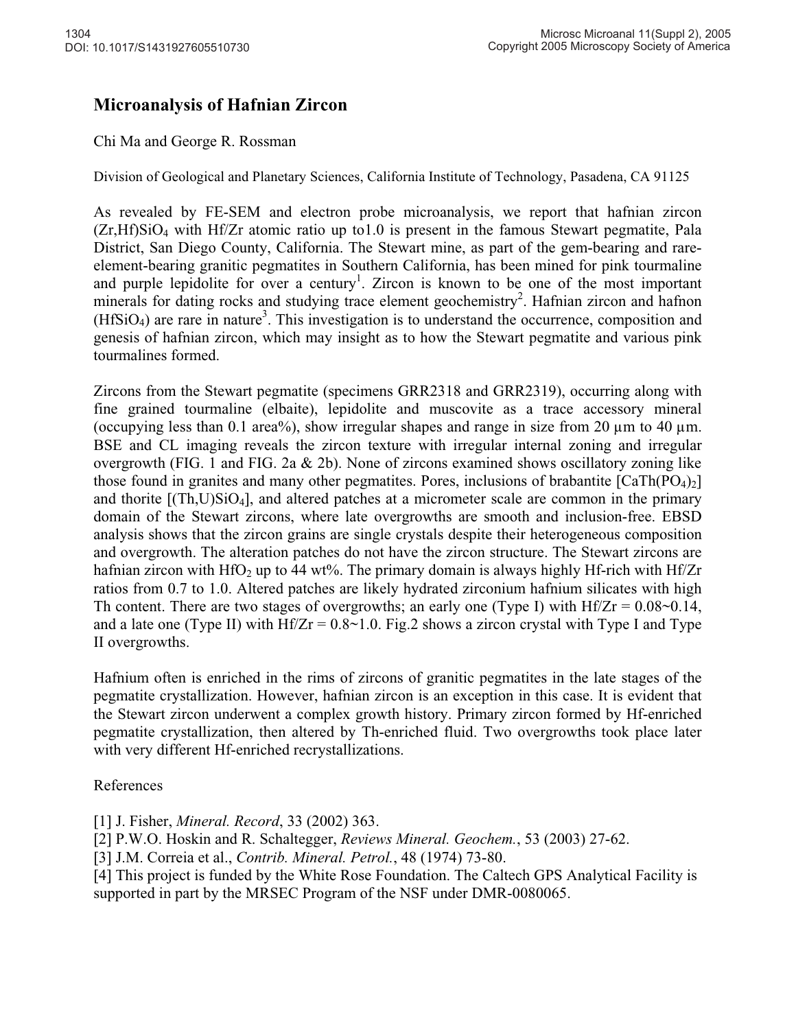# Microanalysis of Hafnian Zircon

Chi Ma and George R. Rossman

Division of Geological and Planetary Sciences, California Institute of Technology, Pasadena, CA 91125

As revealed by FE-SEM and electron probe microanalysis, we report that hafnian zircon $(Zr,Hf)SiO_4$ with Hf/Zr atomic ratio up to1.0 is present in the famous Stewart pegmatite, Pala District, San Diego County, California. The Stewart mine, as part of the gem-bearing and rare-element-bearing granitic pegmatites in Southern California, has been mined for pink tourmaline and purple lepidolite for over a century[1]. Zircon is known to be one of the most important minerals for dating rocks and studying trace element geochemistry[2]. Hafnian zircon and hafnon $(HfSiO_4)$ are rare in nature[3]. This investigation is to understand the occurrence, composition and genesis of hafnian zircon, which may insight as to how the Stewart pegmatite and various pink tourmalines formed.

Zircons from the Stewart pegmatite (specimens GRR2318 and GRR2319), occurring along with fine grained tourmaline (elbaite), lepidolite and muscovite as a trace accessory mineral (occupying less than 0.1 area%), show irregular shapes and range in size from 20 µm to 40 µm. BSE and CL imaging reveals the zircon texture with irregular internal zoning and irregular overgrowth (FIG. 1 and FIG. 2a & 2b). None of zircons examined shows oscillatory zoning like those found in granites and many other pegmatites. Pores, inclusions of brabantite $[CaTh(PO_4)_2]$ and thorite $[(Th,U)SiO_4]$, and altered patches at a micrometer scale are common in the primary domain of the Stewart zircons, where late overgrowths are smooth and inclusion-free. EBSD analysis shows that the zircon grains are single crystals despite their heterogeneous composition and overgrowth. The alteration patches do not have the zircon structure. The Stewart zircons are hafnian zircon with $HfO_2$ up to 44 wt%. The primary domain is always highly Hf-rich with Hf/Zr ratios from 0.7 to 1.0. Altered patches are likely hydrated zirconium hafnium silicates with high Th content. There are two stages of overgrowths; an early one (Type I) with Hf/Zr = 0.08~0.14, and a late one (Type II) with Hf/Zr = 0.8~1.0. Fig.2 shows a zircon crystal with Type I and Type II overgrowths.

Hafnium often is enriched in the rims of zircons of granitic pegmatites in the late stages of the pegmatite crystallization. However, hafnian zircon is an exception in this case. It is evident that the Stewart zircon underwent a complex growth history. Primary zircon formed by Hf-enriched pegmatite crystallization, then altered by Th-enriched fluid. Two overgrowths took place later with very different Hf-enriched recrystallizations.

References

[1] J. Fisher, *Mineral. Record*, 33 (2002) 363.
[2] P.W.O. Hoskin and R. Schaltegger, *Reviews Mineral. Geochem.*, 53 (2003) 27-62.
[3] J.M. Correia et al., *Contrib. Mineral. Petrol.*, 48 (1974) 73-80.
[4] This project is funded by the White Rose Foundation. The Caltech GPS Analytical Facility is supported in part by the MRSEC Program of the NSF under DMR-0080065.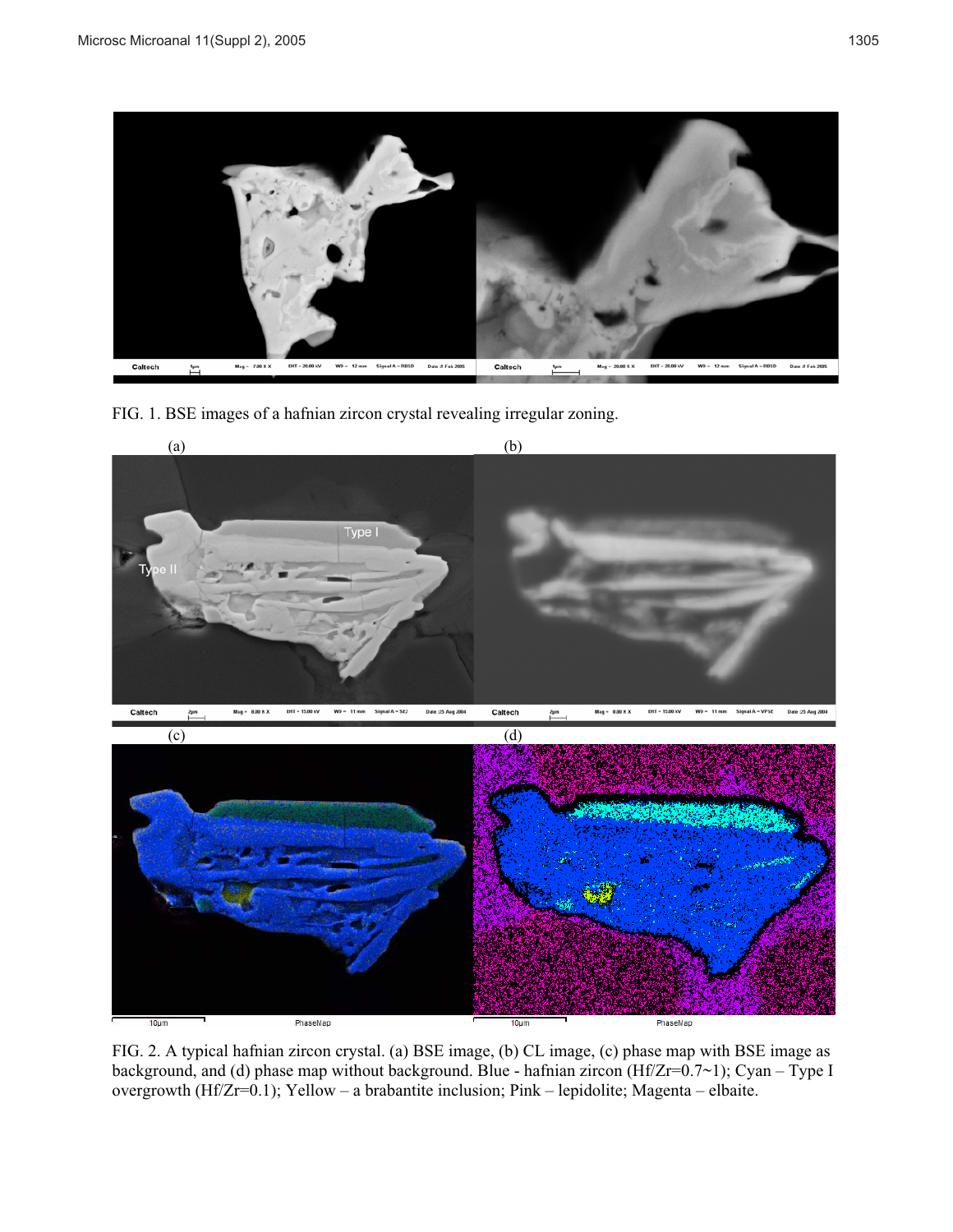FIG. 1. BSE images of a hafnian zircon crystal revealing irregular zoning.

FIG. 2. A typical hafnian zircon crystal. (a) BSE image, (b) CL image, (c) phase map with BSE image as background, and (d) phase map without background. Blue - hafnian zircon (Hf/Zr=0.7~1); Cyan – Type I overgrowth (Hf/Zr=0.1); Yellow – a brabantite inclusion; Pink – lepidolite; Magenta – elbaite.